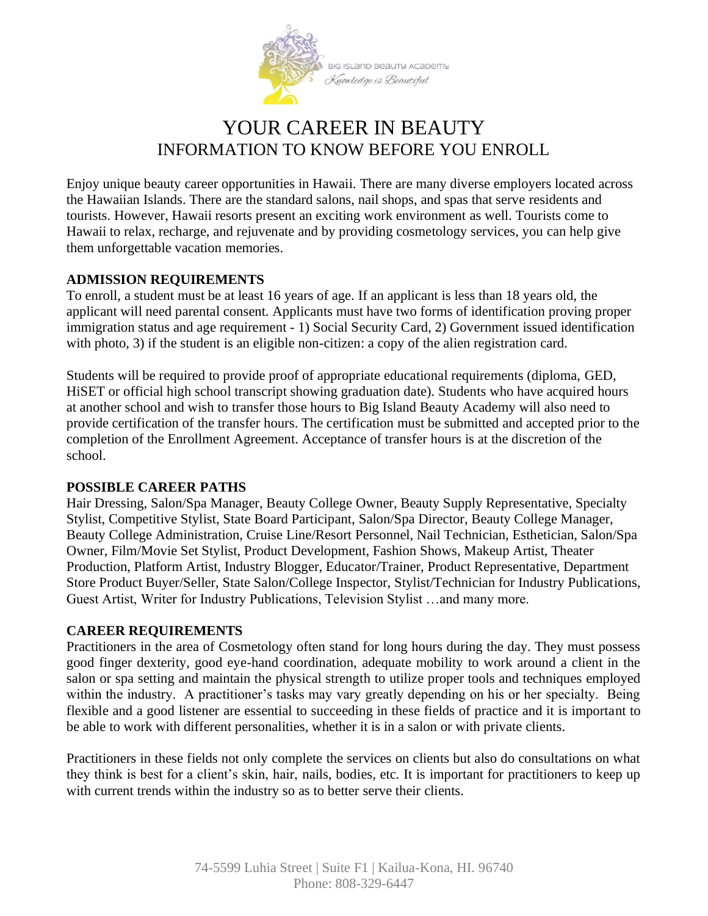BIG ISLAND BEAUTY ACADEMY
*Knowledge is Beautiful*

# YOUR CAREER IN BEAUTY
## INFORMATION TO KNOW BEFORE YOU ENROLL

Enjoy unique beauty career opportunities in Hawaii. There are many diverse employers located across the Hawaiian Islands. There are the standard salons, nail shops, and spas that serve residents and tourists. However, Hawaii resorts present an exciting work environment as well. Tourists come to Hawaii to relax, recharge, and rejuvenate and by providing cosmetology services, you can help give them unforgettable vacation memories.

**ADMISSION REQUIREMENTS**
To enroll, a student must be at least 16 years of age. If an applicant is less than 18 years old, the applicant will need parental consent. Applicants must have two forms of identification proving proper immigration status and age requirement - 1) Social Security Card, 2) Government issued identification with photo, 3) if the student is an eligible non-citizen: a copy of the alien registration card.

Students will be required to provide proof of appropriate educational requirements (diploma, GED, HiSET or official high school transcript showing graduation date). Students who have acquired hours at another school and wish to transfer those hours to Big Island Beauty Academy will also need to provide certification of the transfer hours. The certification must be submitted and accepted prior to the completion of the Enrollment Agreement. Acceptance of transfer hours is at the discretion of the school.

**POSSIBLE CAREER PATHS**
Hair Dressing, Salon/Spa Manager, Beauty College Owner, Beauty Supply Representative, Specialty Stylist, Competitive Stylist, State Board Participant, Salon/Spa Director, Beauty College Manager, Beauty College Administration, Cruise Line/Resort Personnel, Nail Technician, Esthetician, Salon/Spa Owner, Film/Movie Set Stylist, Product Development, Fashion Shows, Makeup Artist, Theater Production, Platform Artist, Industry Blogger, Educator/Trainer, Product Representative, Department Store Product Buyer/Seller, State Salon/College Inspector, Stylist/Technician for Industry Publications, Guest Artist, Writer for Industry Publications, Television Stylist …and many more.

**CAREER REQUIREMENTS**
Practitioners in the area of Cosmetology often stand for long hours during the day. They must possess good finger dexterity, good eye-hand coordination, adequate mobility to work around a client in the salon or spa setting and maintain the physical strength to utilize proper tools and techniques employed within the industry. A practitioner's tasks may vary greatly depending on his or her specialty. Being flexible and a good listener are essential to succeeding in these fields of practice and it is important to be able to work with different personalities, whether it is in a salon or with private clients.

Practitioners in these fields not only complete the services on clients but also do consultations on what they think is best for a client's skin, hair, nails, bodies, etc. It is important for practitioners to keep up with current trends within the industry so as to better serve their clients.

74-5599 Luhia Street | Suite F1 | Kailua-Kona, HI. 96740
Phone: 808-329-6447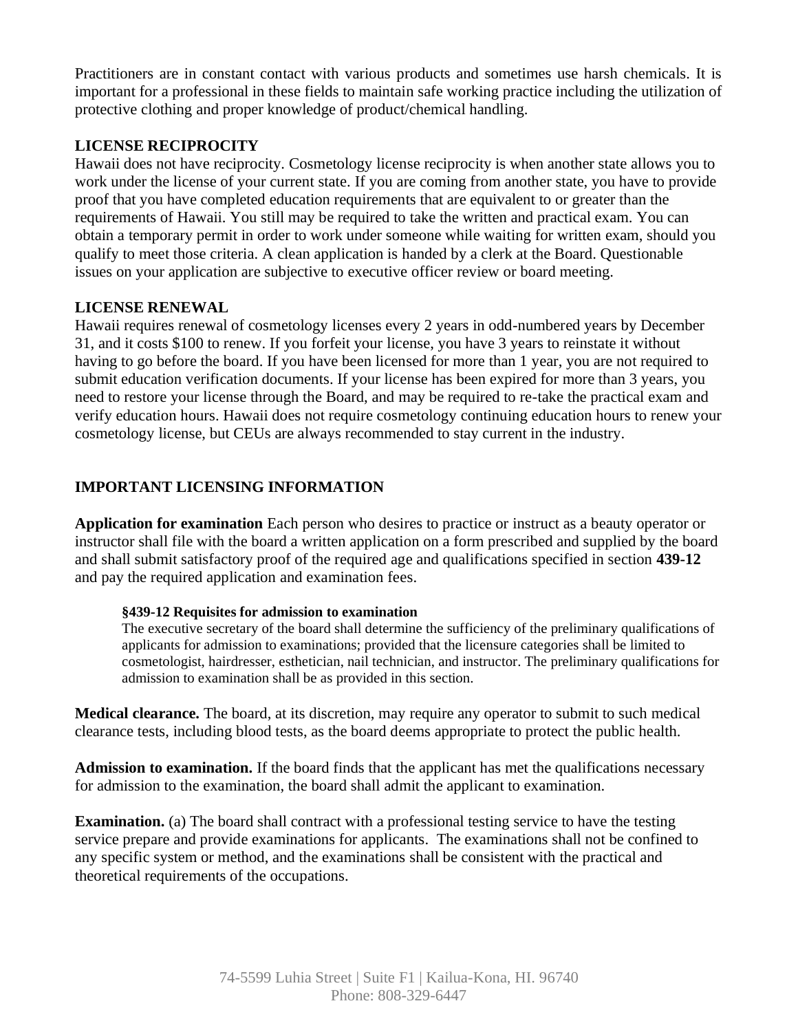Practitioners are in constant contact with various products and sometimes use harsh chemicals. It is important for a professional in these fields to maintain safe working practice including the utilization of protective clothing and proper knowledge of product/chemical handling.

## LICENSE RECIPROCITY

Hawaii does not have reciprocity. Cosmetology license reciprocity is when another state allows you to work under the license of your current state. If you are coming from another state, you have to provide proof that you have completed education requirements that are equivalent to or greater than the requirements of Hawaii. You still may be required to take the written and practical exam. You can obtain a temporary permit in order to work under someone while waiting for written exam, should you qualify to meet those criteria. A clean application is handed by a clerk at the Board. Questionable issues on your application are subjective to executive officer review or board meeting.

## LICENSE RENEWAL

Hawaii requires renewal of cosmetology licenses every 2 years in odd-numbered years by December 31, and it costs $100 to renew. If you forfeit your license, you have 3 years to reinstate it without having to go before the board. If you have been licensed for more than 1 year, you are not required to submit education verification documents. If your license has been expired for more than 3 years, you need to restore your license through the Board, and may be required to re-take the practical exam and verify education hours. Hawaii does not require cosmetology continuing education hours to renew your cosmetology license, but CEUs are always recommended to stay current in the industry.

## IMPORTANT LICENSING INFORMATION

**Application for examination** Each person who desires to practice or instruct as a beauty operator or instructor shall file with the board a written application on a form prescribed and supplied by the board and shall submit satisfactory proof of the required age and qualifications specified in section **439-12** and pay the required application and examination fees.

> **§439-12 Requisites for admission to examination**
> The executive secretary of the board shall determine the sufficiency of the preliminary qualifications of applicants for admission to examinations; provided that the licensure categories shall be limited to cosmetologist, hairdresser, esthetician, nail technician, and instructor. The preliminary qualifications for admission to examination shall be as provided in this section.

**Medical clearance.** The board, at its discretion, may require any operator to submit to such medical clearance tests, including blood tests, as the board deems appropriate to protect the public health.

**Admission to examination.** If the board finds that the applicant has met the qualifications necessary for admission to the examination, the board shall admit the applicant to examination.

**Examination.** (a) The board shall contract with a professional testing service to have the testing service prepare and provide examinations for applicants. The examinations shall not be confined to any specific system or method, and the examinations shall be consistent with the practical and theoretical requirements of the occupations.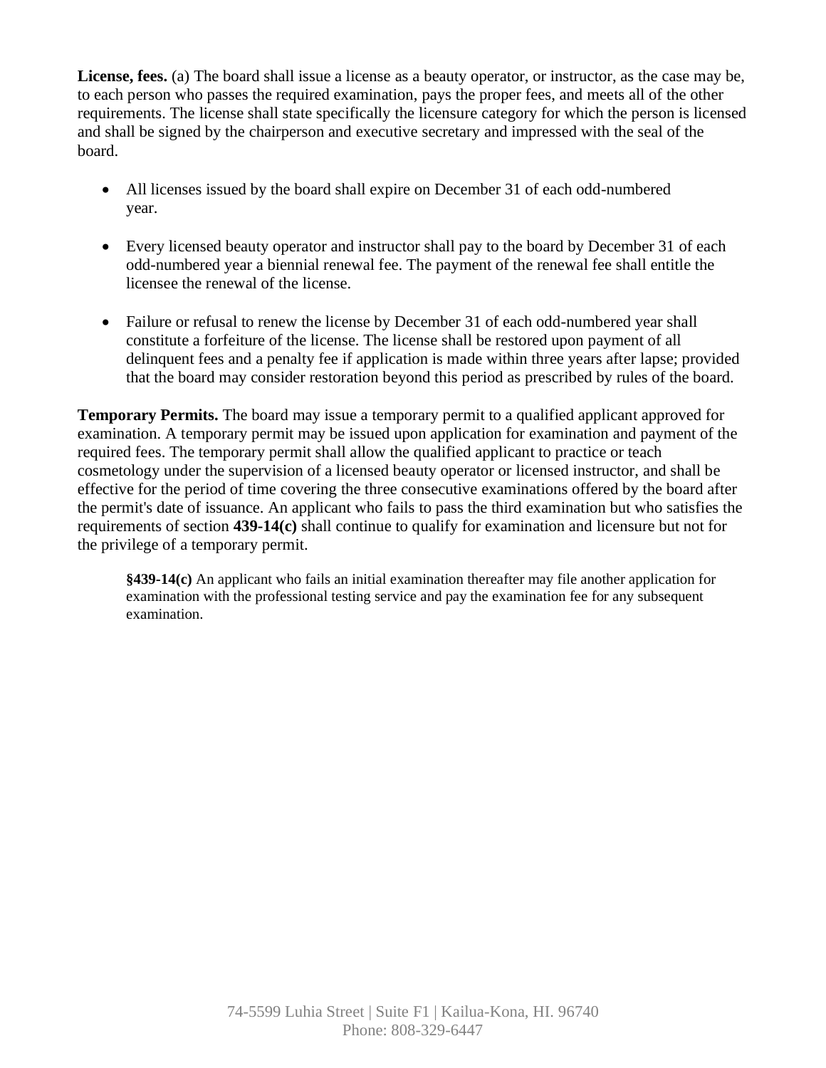**License, fees.** (a) The board shall issue a license as a beauty operator, or instructor, as the case may be, to each person who passes the required examination, pays the proper fees, and meets all of the other requirements. The license shall state specifically the licensure category for which the person is licensed and shall be signed by the chairperson and executive secretary and impressed with the seal of the board.

- All licenses issued by the board shall expire on December 31 of each odd-numbered year.
- Every licensed beauty operator and instructor shall pay to the board by December 31 of each odd-numbered year a biennial renewal fee. The payment of the renewal fee shall entitle the licensee the renewal of the license.
- Failure or refusal to renew the license by December 31 of each odd-numbered year shall constitute a forfeiture of the license. The license shall be restored upon payment of all delinquent fees and a penalty fee if application is made within three years after lapse; provided that the board may consider restoration beyond this period as prescribed by rules of the board.

**Temporary Permits.** The board may issue a temporary permit to a qualified applicant approved for examination. A temporary permit may be issued upon application for examination and payment of the required fees. The temporary permit shall allow the qualified applicant to practice or teach cosmetology under the supervision of a licensed beauty operator or licensed instructor, and shall be effective for the period of time covering the three consecutive examinations offered by the board after the permit's date of issuance. An applicant who fails to pass the third examination but who satisfies the requirements of section **439-14(c)** shall continue to qualify for examination and licensure but not for the privilege of a temporary permit.

> **§439-14(c)** An applicant who fails an initial examination thereafter may file another application for examination with the professional testing service and pay the examination fee for any subsequent examination.

74-5599 Luhia Street | Suite F1 | Kailua-Kona, HI. 96740
Phone: 808-329-6447